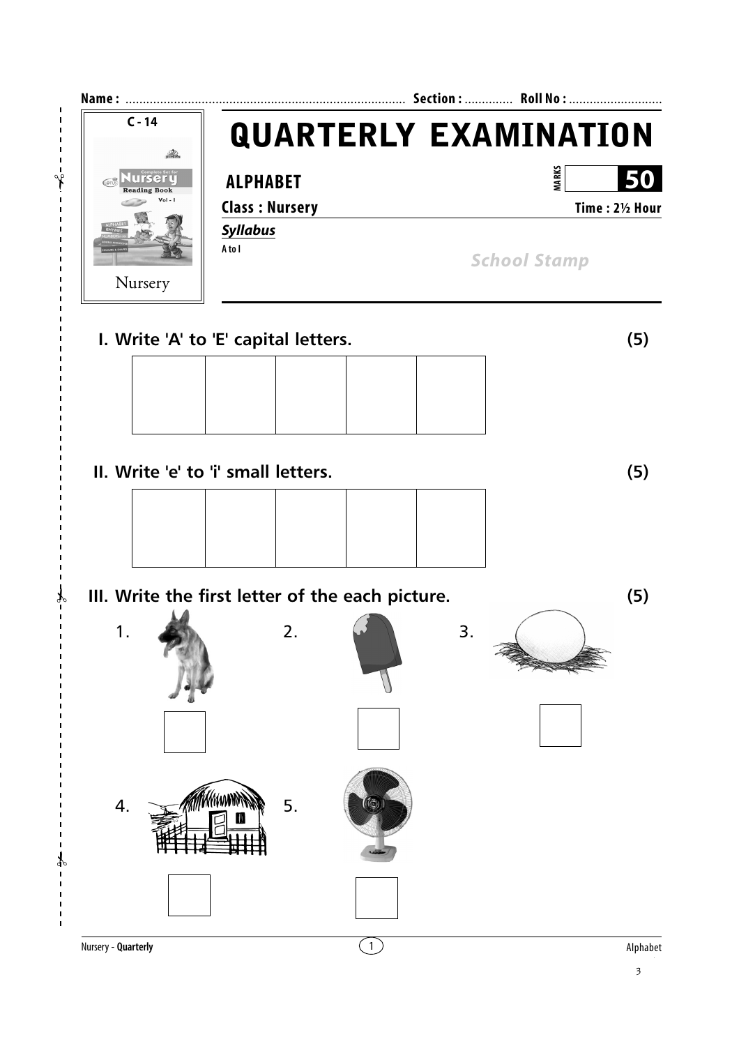Name : ................................................................................. Section : ............. Roll No : ...........................

C - 14

Nursery

# QUARTERLY EXAMINATION

**ALPHABET**

MARKS 50

**Class : Nursery**

**Time : 2½ Hour**

***Syllabus***

A to I

*School Stamp*

**I. Write 'A' to 'E' capital letters. (5)**

| | | | | |
|---|---|---|---|---|
| | | | | |

**II. Write 'e' to 'i' small letters. (5)**

| | | | | |
|---|---|---|---|---|
| | | | | |

**III. Write the first letter of the each picture. (5)**

1. ☐

2. ☐

3. ☐

4. ☐

5. ☐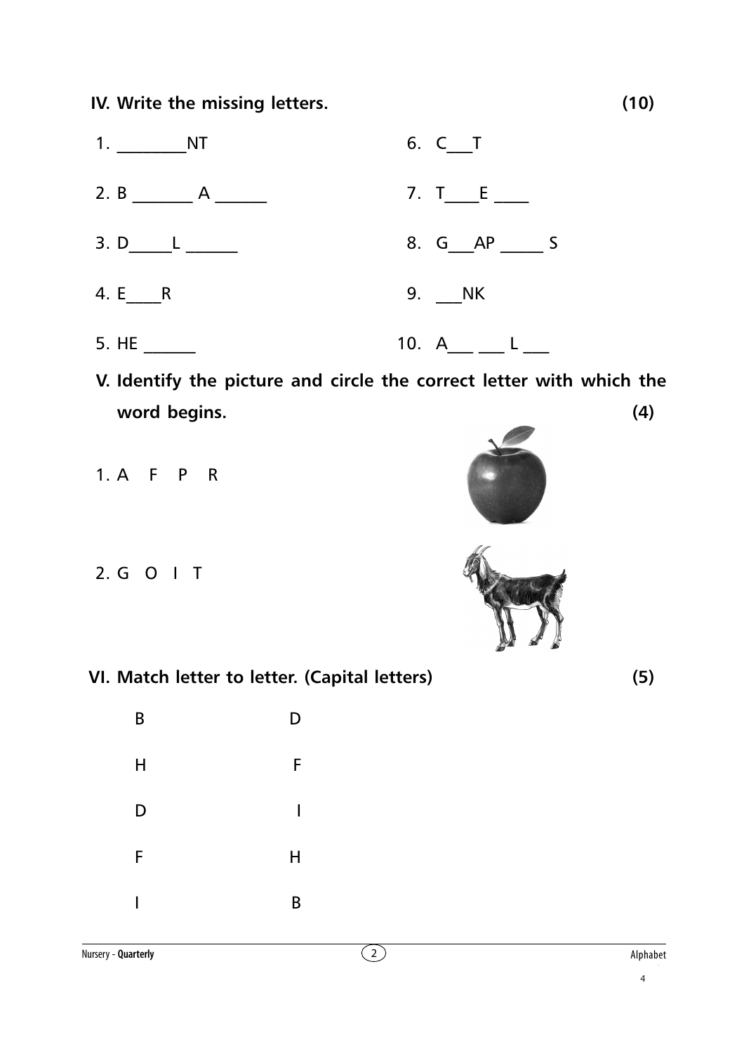**IV. Write the missing letters. (10)**

1. ________NT
2. B _______ A ______
3. D_____L ______
4. E____R
5. HE ______
6. C___T
7. T____E ____
8. G___AP _____ S
9. ___NK
10. A___ ___ L ___

**V. Identify the picture and circle the correct letter with which the word begins. (4)**

1. A F P R

2. G O I T

**VI. Match letter to letter. (Capital letters) (5)**

| | |
|---|---|
| B | D |
| H | F |
| D | I |
| F | H |
| I | B |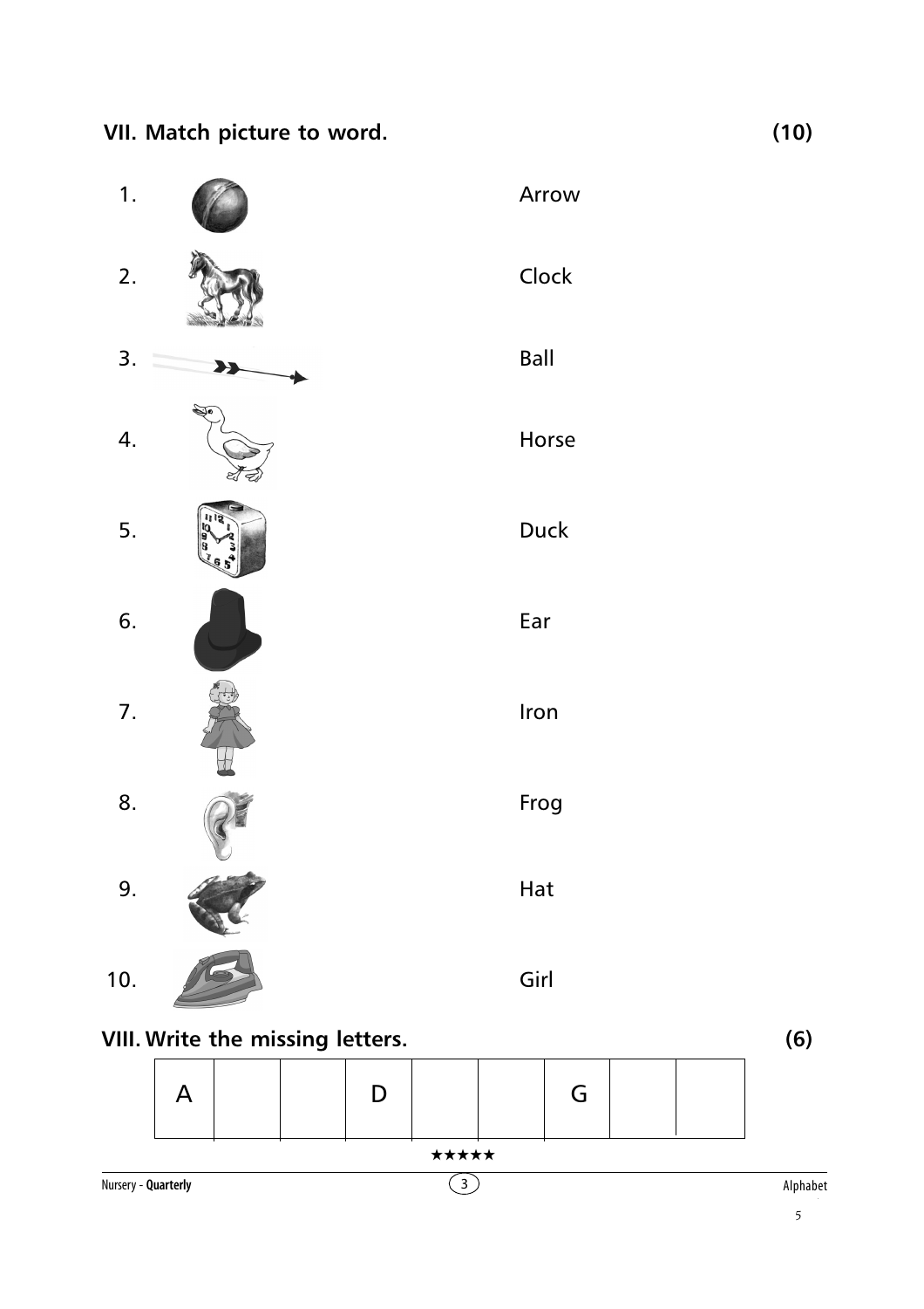## VII. Match picture to word. (10)

1. Arrow
2. Clock
3. Ball
4. Horse
5. Duck
6. Ear
7. Iron
8. Frog
9. Hat
10. Girl

## VIII. Write the missing letters. (6)

| | | | | | | | | |
|---|---|---|---|---|---|---|---|---|
| A | | | D | | | G | | |

★★★★★